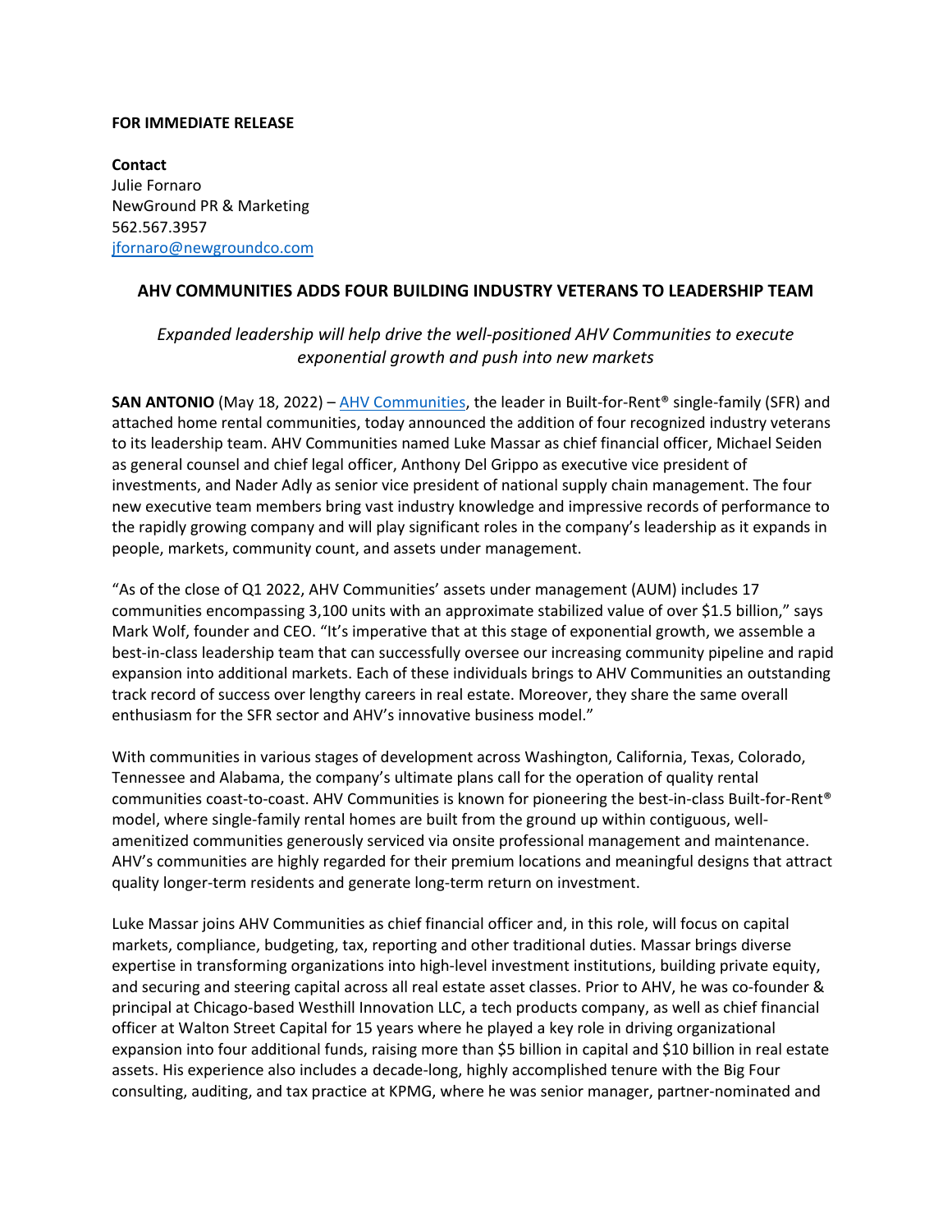**FOR IMMEDIATE RELEASE**

**Contact**
Julie Fornaro
NewGround PR & Marketing
562.567.3957
[jfornaro@newgroundco.com](mailto:jfornaro@newgroundco.com)

## AHV COMMUNITIES ADDS FOUR BUILDING INDUSTRY VETERANS TO LEADERSHIP TEAM

*Expanded leadership will help drive the well-positioned AHV Communities to execute exponential growth and push into new markets*

**SAN ANTONIO** (May 18, 2022) – [AHV Communities](https://www.ahvcommunities.com), the leader in Built-for-Rent® single-family (SFR) and attached home rental communities, today announced the addition of four recognized industry veterans to its leadership team. AHV Communities named Luke Massar as chief financial officer, Michael Seiden as general counsel and chief legal officer, Anthony Del Grippo as executive vice president of investments, and Nader Adly as senior vice president of national supply chain management. The four new executive team members bring vast industry knowledge and impressive records of performance to the rapidly growing company and will play significant roles in the company's leadership as it expands in people, markets, community count, and assets under management.

"As of the close of Q1 2022, AHV Communities' assets under management (AUM) includes 17 communities encompassing 3,100 units with an approximate stabilized value of over $1.5 billion," says Mark Wolf, founder and CEO. "It's imperative that at this stage of exponential growth, we assemble a best-in-class leadership team that can successfully oversee our increasing community pipeline and rapid expansion into additional markets. Each of these individuals brings to AHV Communities an outstanding track record of success over lengthy careers in real estate. Moreover, they share the same overall enthusiasm for the SFR sector and AHV's innovative business model."

With communities in various stages of development across Washington, California, Texas, Colorado, Tennessee and Alabama, the company's ultimate plans call for the operation of quality rental communities coast-to-coast. AHV Communities is known for pioneering the best-in-class Built-for-Rent® model, where single-family rental homes are built from the ground up within contiguous, well-amenitized communities generously serviced via onsite professional management and maintenance. AHV's communities are highly regarded for their premium locations and meaningful designs that attract quality longer-term residents and generate long-term return on investment.

Luke Massar joins AHV Communities as chief financial officer and, in this role, will focus on capital markets, compliance, budgeting, tax, reporting and other traditional duties. Massar brings diverse expertise in transforming organizations into high-level investment institutions, building private equity, and securing and steering capital across all real estate asset classes. Prior to AHV, he was co-founder & principal at Chicago-based Westhill Innovation LLC, a tech products company, as well as chief financial officer at Walton Street Capital for 15 years where he played a key role in driving organizational expansion into four additional funds, raising more than $5 billion in capital and $10 billion in real estate assets. His experience also includes a decade-long, highly accomplished tenure with the Big Four consulting, auditing, and tax practice at KPMG, where he was senior manager, partner-nominated and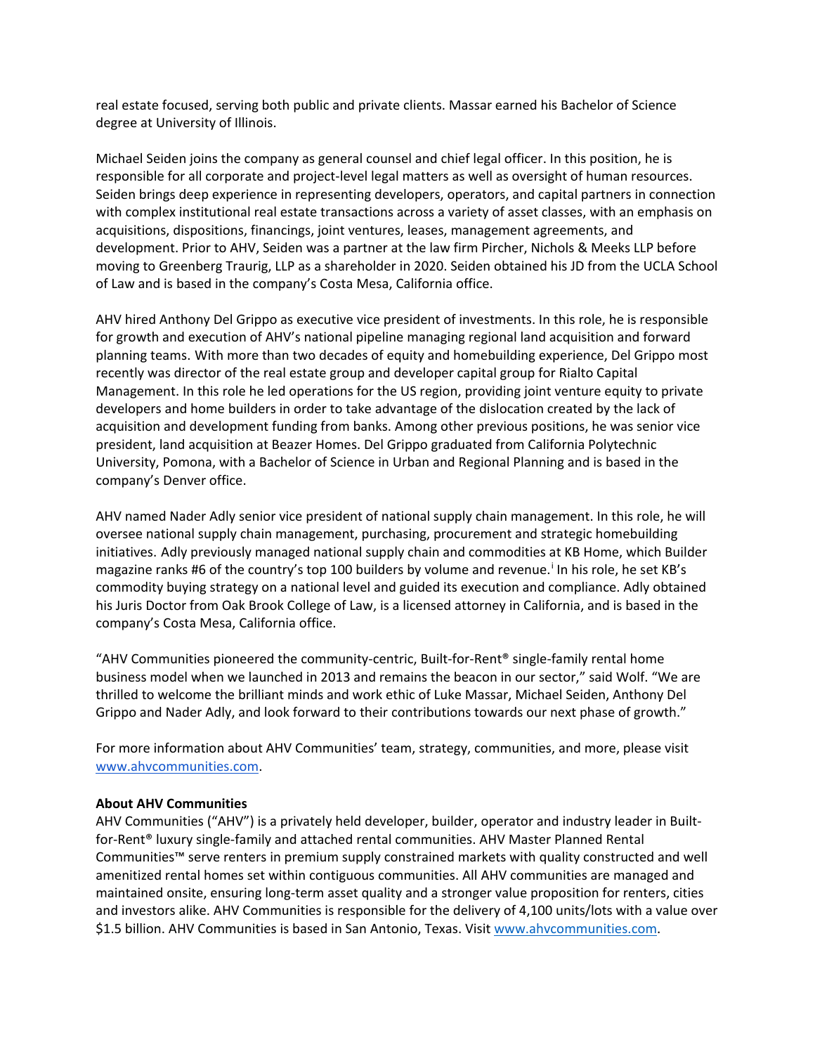real estate focused, serving both public and private clients. Massar earned his Bachelor of Science degree at University of Illinois.

Michael Seiden joins the company as general counsel and chief legal officer. In this position, he is responsible for all corporate and project-level legal matters as well as oversight of human resources. Seiden brings deep experience in representing developers, operators, and capital partners in connection with complex institutional real estate transactions across a variety of asset classes, with an emphasis on acquisitions, dispositions, financings, joint ventures, leases, management agreements, and development. Prior to AHV, Seiden was a partner at the law firm Pircher, Nichols & Meeks LLP before moving to Greenberg Traurig, LLP as a shareholder in 2020. Seiden obtained his JD from the UCLA School of Law and is based in the company's Costa Mesa, California office.

AHV hired Anthony Del Grippo as executive vice president of investments. In this role, he is responsible for growth and execution of AHV's national pipeline managing regional land acquisition and forward planning teams. With more than two decades of equity and homebuilding experience, Del Grippo most recently was director of the real estate group and developer capital group for Rialto Capital Management. In this role he led operations for the US region, providing joint venture equity to private developers and home builders in order to take advantage of the dislocation created by the lack of acquisition and development funding from banks. Among other previous positions, he was senior vice president, land acquisition at Beazer Homes. Del Grippo graduated from California Polytechnic University, Pomona, with a Bachelor of Science in Urban and Regional Planning and is based in the company's Denver office.

AHV named Nader Adly senior vice president of national supply chain management. In this role, he will oversee national supply chain management, purchasing, procurement and strategic homebuilding initiatives. Adly previously managed national supply chain and commodities at KB Home, which Builder magazine ranks #6 of the country's top 100 builders by volume and revenue.[i] In his role, he set KB's commodity buying strategy on a national level and guided its execution and compliance. Adly obtained his Juris Doctor from Oak Brook College of Law, is a licensed attorney in California, and is based in the company's Costa Mesa, California office.

"AHV Communities pioneered the community-centric, Built-for-Rent® single-family rental home business model when we launched in 2013 and remains the beacon in our sector," said Wolf. "We are thrilled to welcome the brilliant minds and work ethic of Luke Massar, Michael Seiden, Anthony Del Grippo and Nader Adly, and look forward to their contributions towards our next phase of growth."

For more information about AHV Communities' team, strategy, communities, and more, please visit [www.ahvcommunities.com](http://www.ahvcommunities.com).

**About AHV Communities**

AHV Communities ("AHV") is a privately held developer, builder, operator and industry leader in Built-for-Rent® luxury single-family and attached rental communities. AHV Master Planned Rental Communities™ serve renters in premium supply constrained markets with quality constructed and well amenitized rental homes set within contiguous communities. All AHV communities are managed and maintained onsite, ensuring long-term asset quality and a stronger value proposition for renters, cities and investors alike. AHV Communities is responsible for the delivery of 4,100 units/lots with a value over $1.5 billion. AHV Communities is based in San Antonio, Texas. Visit [www.ahvcommunities.com](http://www.ahvcommunities.com).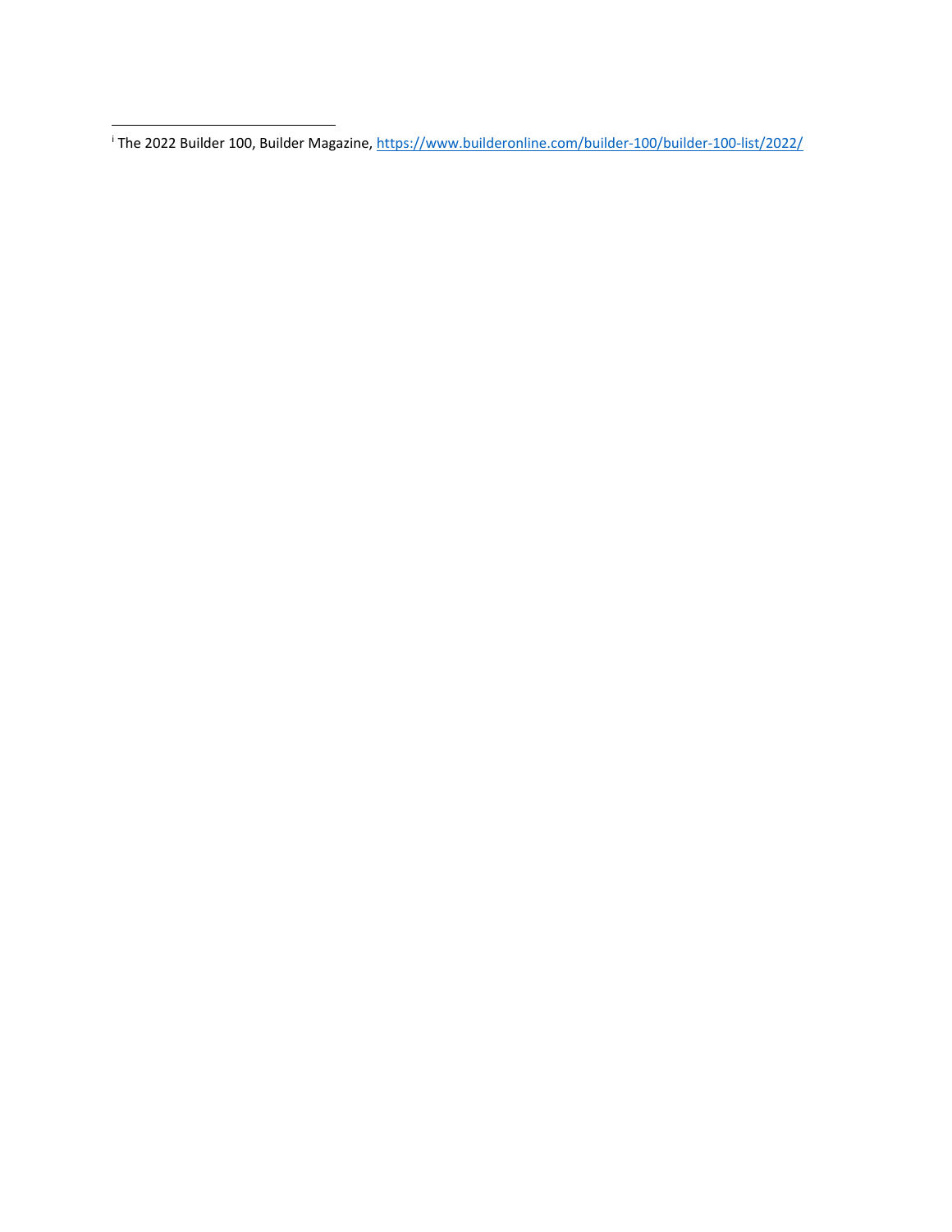---

[i] The 2022 Builder 100, Builder Magazine, https://www.builderonline.com/builder-100/builder-100-list/2022/